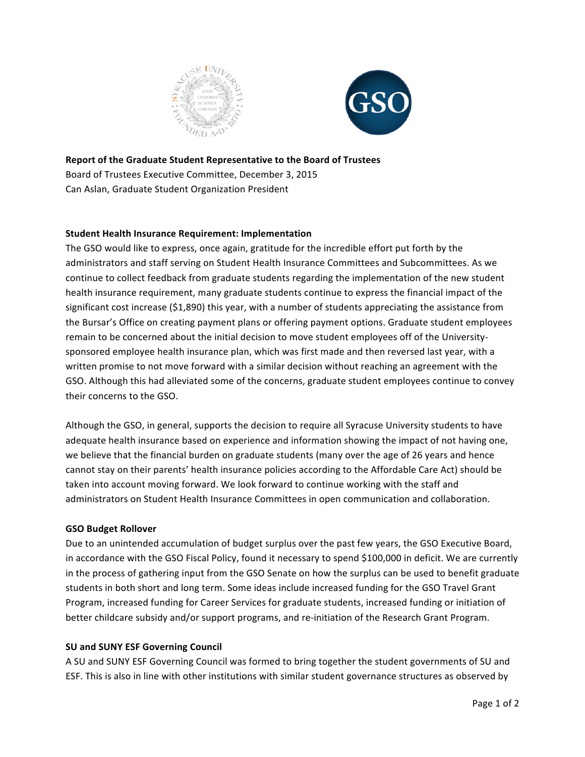**Report of the Graduate Student Representative to the Board of Trustees**
Board of Trustees Executive Committee, December 3, 2015
Can Aslan, Graduate Student Organization President

**Student Health Insurance Requirement: Implementation**

The GSO would like to express, once again, gratitude for the incredible effort put forth by the administrators and staff serving on Student Health Insurance Committees and Subcommittees. As we continue to collect feedback from graduate students regarding the implementation of the new student health insurance requirement, many graduate students continue to express the financial impact of the significant cost increase ($1,890) this year, with a number of students appreciating the assistance from the Bursar's Office on creating payment plans or offering payment options. Graduate student employees remain to be concerned about the initial decision to move student employees off of the University-sponsored employee health insurance plan, which was first made and then reversed last year, with a written promise to not move forward with a similar decision without reaching an agreement with the GSO. Although this had alleviated some of the concerns, graduate student employees continue to convey their concerns to the GSO.

Although the GSO, in general, supports the decision to require all Syracuse University students to have adequate health insurance based on experience and information showing the impact of not having one, we believe that the financial burden on graduate students (many over the age of 26 years and hence cannot stay on their parents' health insurance policies according to the Affordable Care Act) should be taken into account moving forward. We look forward to continue working with the staff and administrators on Student Health Insurance Committees in open communication and collaboration.

**GSO Budget Rollover**

Due to an unintended accumulation of budget surplus over the past few years, the GSO Executive Board, in accordance with the GSO Fiscal Policy, found it necessary to spend $100,000 in deficit. We are currently in the process of gathering input from the GSO Senate on how the surplus can be used to benefit graduate students in both short and long term. Some ideas include increased funding for the GSO Travel Grant Program, increased funding for Career Services for graduate students, increased funding or initiation of better childcare subsidy and/or support programs, and re-initiation of the Research Grant Program.

**SU and SUNY ESF Governing Council**

A SU and SUNY ESF Governing Council was formed to bring together the student governments of SU and ESF. This is also in line with other institutions with similar student governance structures as observed by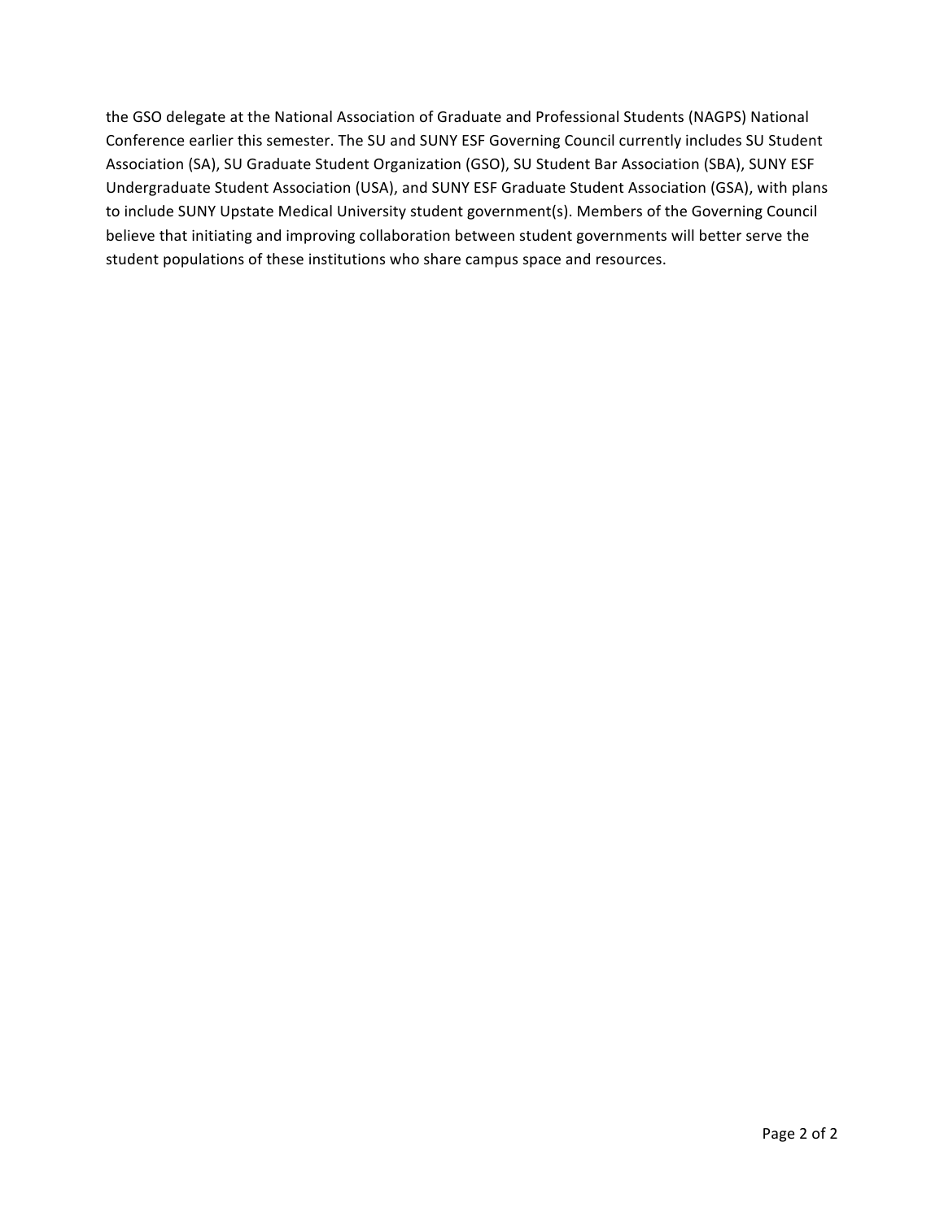the GSO delegate at the National Association of Graduate and Professional Students (NAGPS) National Conference earlier this semester. The SU and SUNY ESF Governing Council currently includes SU Student Association (SA), SU Graduate Student Organization (GSO), SU Student Bar Association (SBA), SUNY ESF Undergraduate Student Association (USA), and SUNY ESF Graduate Student Association (GSA), with plans to include SUNY Upstate Medical University student government(s). Members of the Governing Council believe that initiating and improving collaboration between student governments will better serve the student populations of these institutions who share campus space and resources.